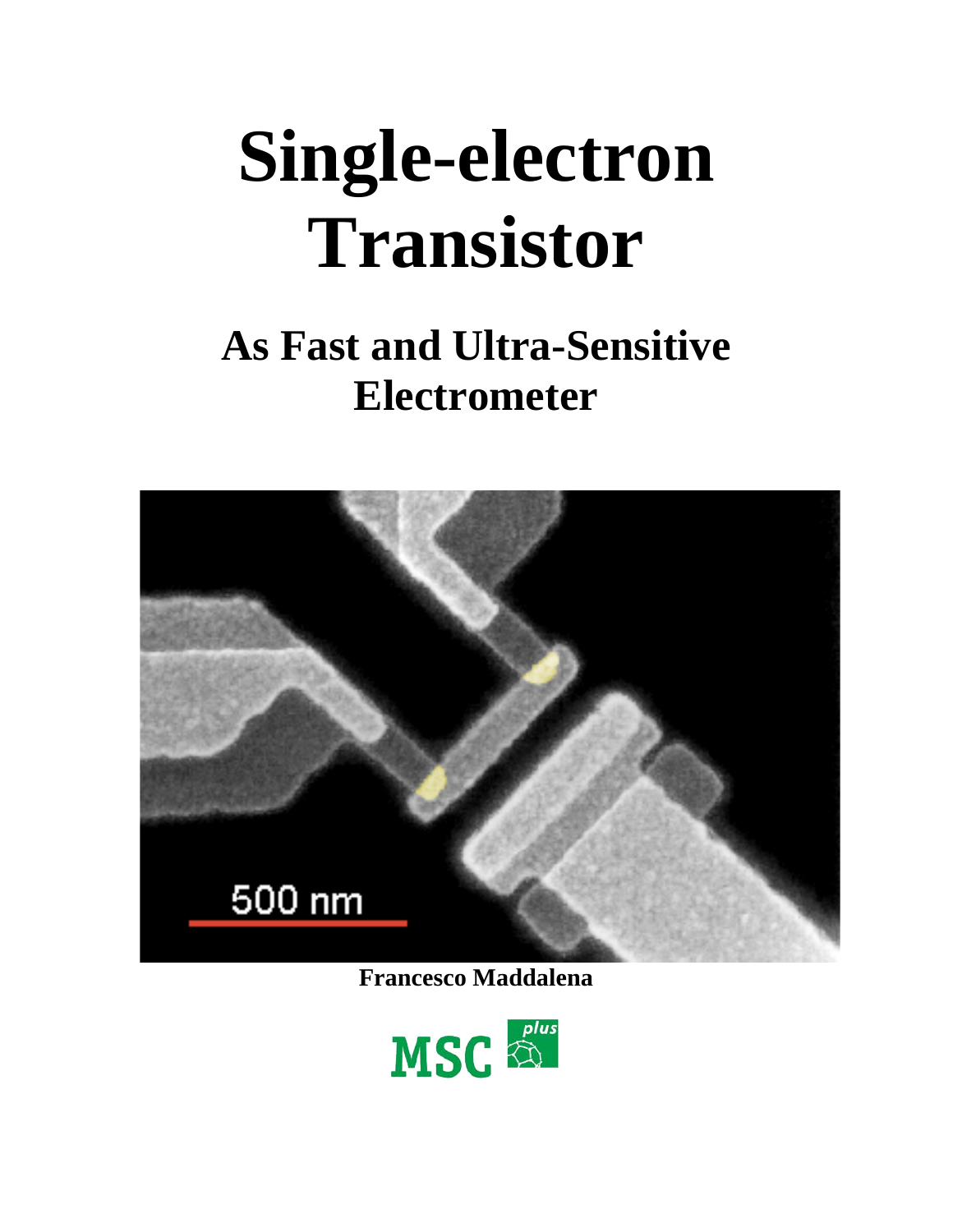# Single-electron Transistor

## As Fast and Ultra-Sensitive Electrometer

**Francesco Maddalena**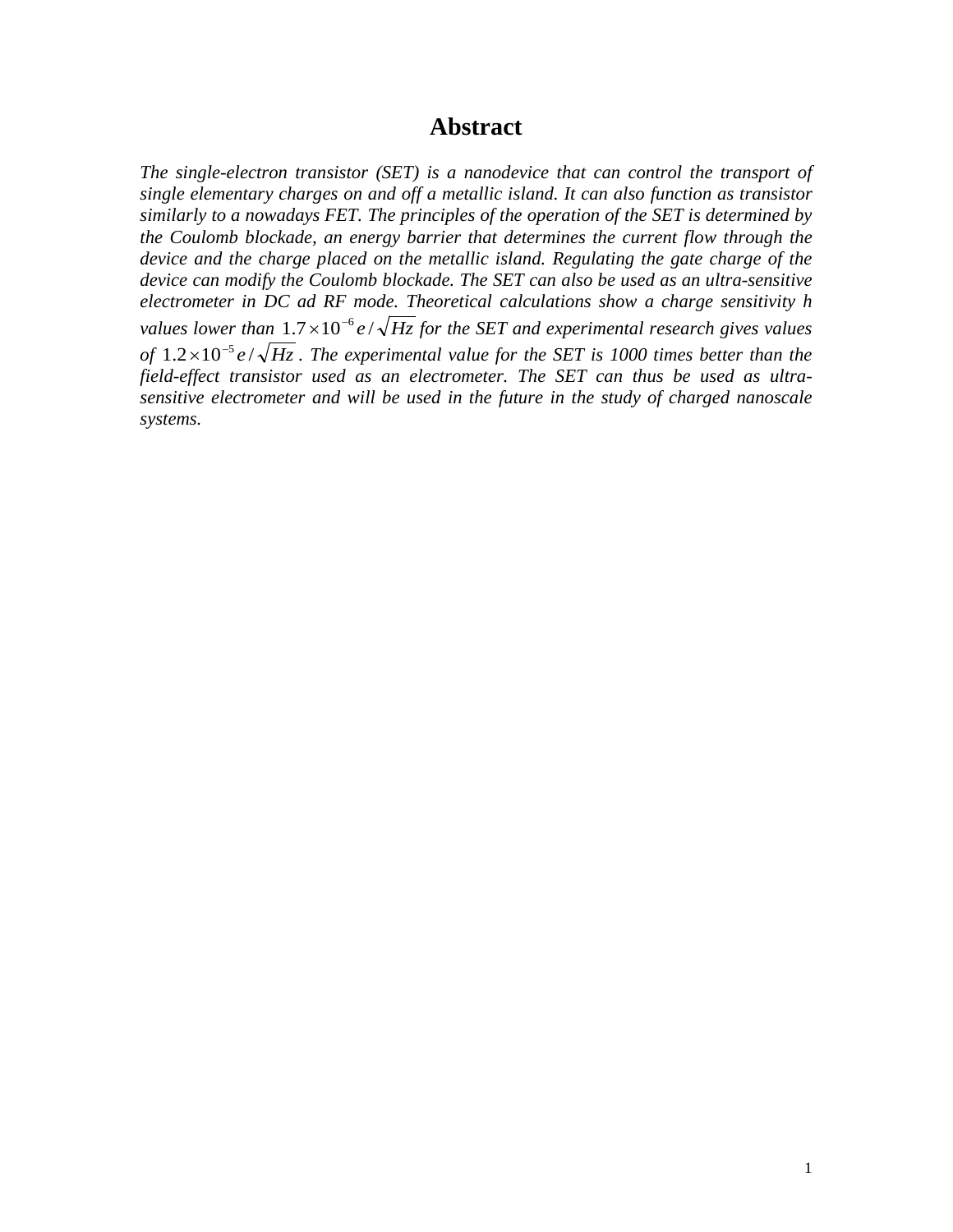# Abstract

*The single-electron transistor (SET) is a nanodevice that can control the transport of single elementary charges on and off a metallic island. It can also function as transistor similarly to a nowadays FET. The principles of the operation of the SET is determined by the Coulomb blockade, an energy barrier that determines the current flow through the device and the charge placed on the metallic island. Regulating the gate charge of the device can modify the Coulomb blockade. The SET can also be used as an ultra-sensitive electrometer in DC ad RF mode. Theoretical calculations show a charge sensitivity h values lower than* $1.7\times10^{-6}\,e/\sqrt{Hz}$ *for the SET and experimental research gives values of* $1.2\times10^{-5}\,e/\sqrt{Hz}$. *The experimental value for the SET is 1000 times better than the field-effect transistor used as an electrometer. The SET can thus be used as ultra-sensitive electrometer and will be used in the future in the study of charged nanoscale systems.*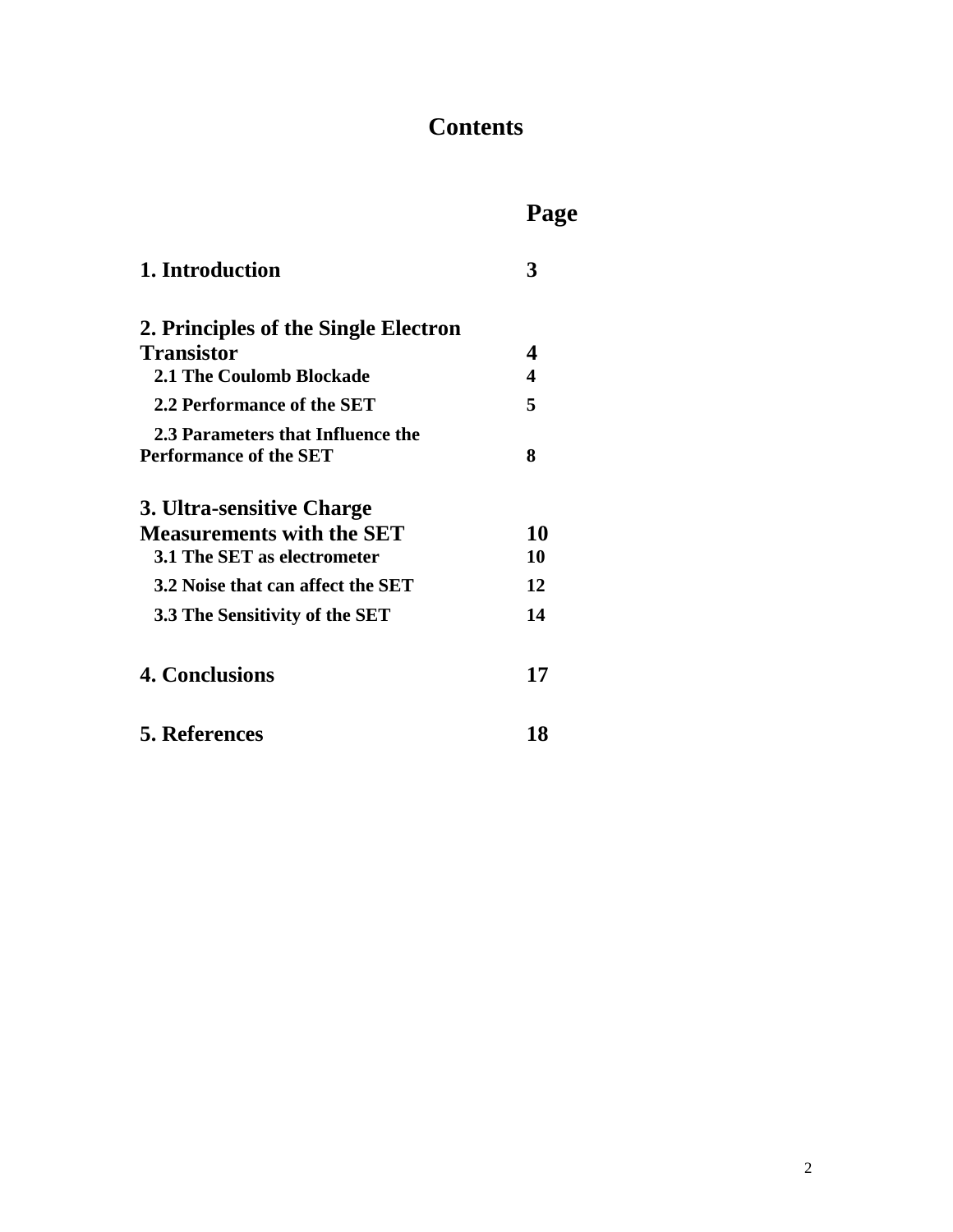# Contents

| | Page |
|---|---|
| **1. Introduction** | **3** |
| **2. Principles of the Single Electron Transistor** | **4** |
| **2.1 The Coulomb Blockade** | **4** |
| **2.2 Performance of the SET** | **5** |
| **2.3 Parameters that Influence the Performance of the SET** | **8** |
| **3. Ultra-sensitive Charge Measurements with the SET** | **10** |
| **3.1 The SET as electrometer** | **10** |
| **3.2 Noise that can affect the SET** | **12** |
| **3.3 The Sensitivity of the SET** | **14** |
| **4. Conclusions** | **17** |
| **5. References** | **18** |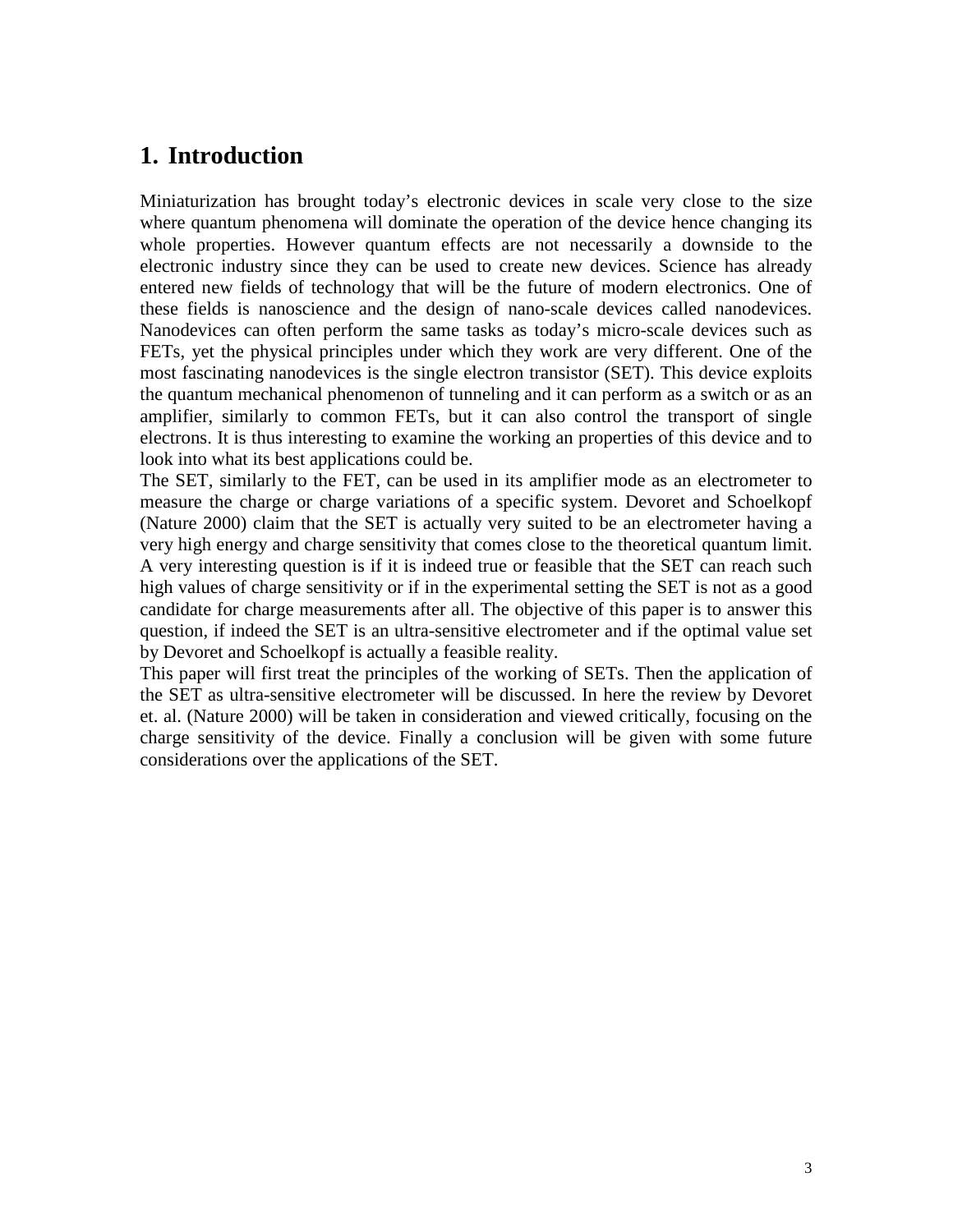# 1. Introduction

Miniaturization has brought today's electronic devices in scale very close to the size where quantum phenomena will dominate the operation of the device hence changing its whole properties. However quantum effects are not necessarily a downside to the electronic industry since they can be used to create new devices. Science has already entered new fields of technology that will be the future of modern electronics. One of these fields is nanoscience and the design of nano-scale devices called nanodevices. Nanodevices can often perform the same tasks as today's micro-scale devices such as FETs, yet the physical principles under which they work are very different. One of the most fascinating nanodevices is the single electron transistor (SET). This device exploits the quantum mechanical phenomenon of tunneling and it can perform as a switch or as an amplifier, similarly to common FETs, but it can also control the transport of single electrons. It is thus interesting to examine the working an properties of this device and to look into what its best applications could be.

The SET, similarly to the FET, can be used in its amplifier mode as an electrometer to measure the charge or charge variations of a specific system. Devoret and Schoelkopf (Nature 2000) claim that the SET is actually very suited to be an electrometer having a very high energy and charge sensitivity that comes close to the theoretical quantum limit. A very interesting question is if it is indeed true or feasible that the SET can reach such high values of charge sensitivity or if in the experimental setting the SET is not as a good candidate for charge measurements after all. The objective of this paper is to answer this question, if indeed the SET is an ultra-sensitive electrometer and if the optimal value set by Devoret and Schoelkopf is actually a feasible reality.

This paper will first treat the principles of the working of SETs. Then the application of the SET as ultra-sensitive electrometer will be discussed. In here the review by Devoret et. al. (Nature 2000) will be taken in consideration and viewed critically, focusing on the charge sensitivity of the device. Finally a conclusion will be given with some future considerations over the applications of the SET.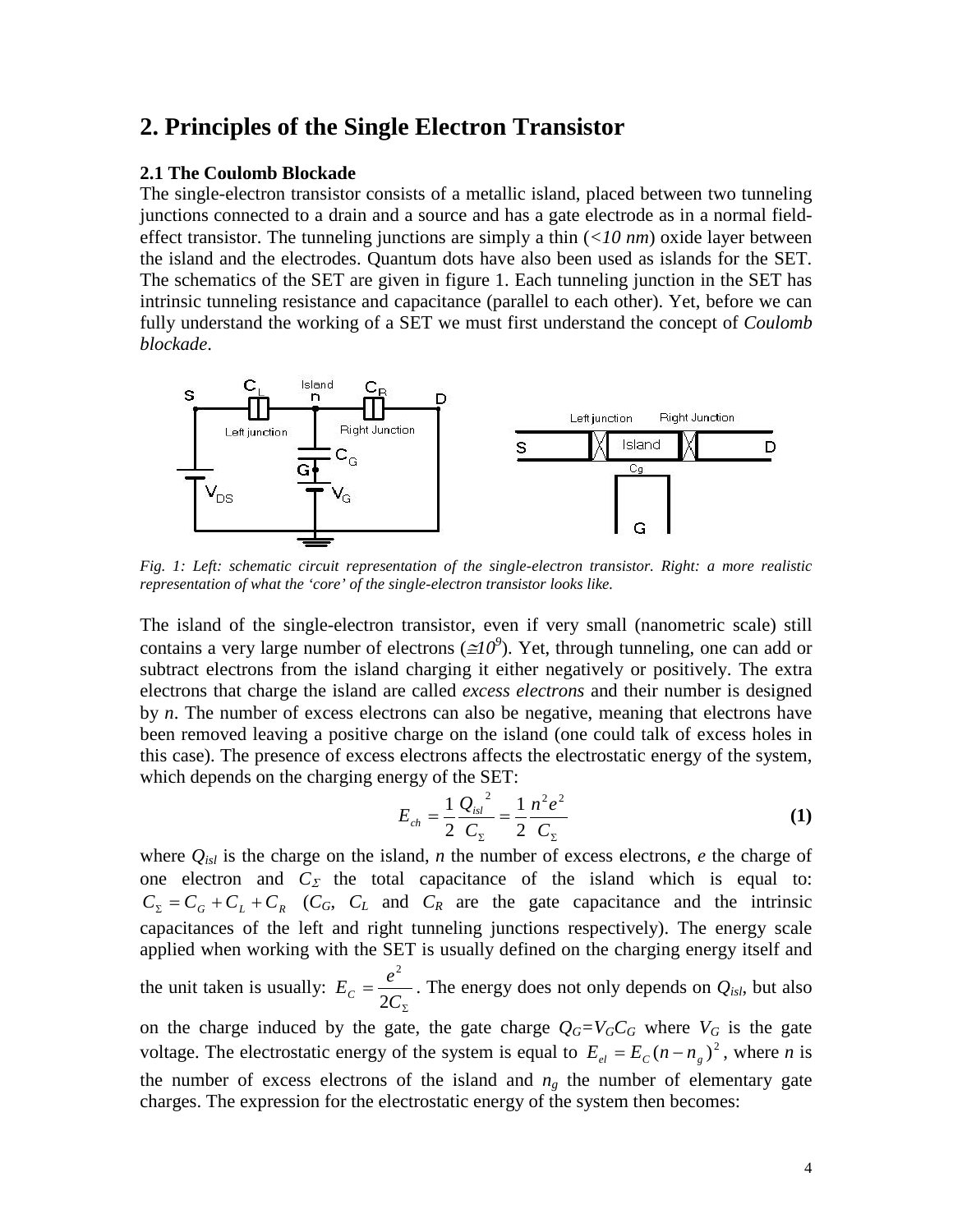# 2. Principles of the Single Electron Transistor

### 2.1 The Coulomb Blockade

The single-electron transistor consists of a metallic island, placed between two tunneling junctions connected to a drain and a source and has a gate electrode as in a normal field-effect transistor. The tunneling junctions are simply a thin (*<10 nm*) oxide layer between the island and the electrodes. Quantum dots have also been used as islands for the SET. The schematics of the SET are given in figure 1. Each tunneling junction in the SET has intrinsic tunneling resistance and capacitance (parallel to each other). Yet, before we can fully understand the working of a SET we must first understand the concept of *Coulomb blockade*.

*Fig. 1: Left: schematic circuit representation of the single-electron transistor. Right: a more realistic representation of what the 'core' of the single-electron transistor looks like.*

The island of the single-electron transistor, even if very small (nanometric scale) still contains a very large number of electrons ($\cong 10^9$). Yet, through tunneling, one can add or subtract electrons from the island charging it either negatively or positively. The extra electrons that charge the island are called *excess electrons* and their number is designed by *n*. The number of excess electrons can also be negative, meaning that electrons have been removed leaving a positive charge on the island (one could talk of excess holes in this case). The presence of excess electrons affects the electrostatic energy of the system, which depends on the charging energy of the SET:

$$E_{ch} = \frac{1}{2}\frac{Q_{isl}^{\ 2}}{C_\Sigma} = \frac{1}{2}\frac{n^2 e^2}{C_\Sigma} \qquad \textbf{(1)}$$

where $Q_{isl}$ is the charge on the island, $n$ the number of excess electrons, $e$ the charge of one electron and $C_\Sigma$ the total capacitance of the island which is equal to: $C_\Sigma = C_G + C_L + C_R$ ($C_G$, $C_L$ and $C_R$ are the gate capacitance and the intrinsic capacitances of the left and right tunneling junctions respectively). The energy scale applied when working with the SET is usually defined on the charging energy itself and the unit taken is usually: $E_C = \frac{e^2}{2C_\Sigma}$. The energy does not only depends on $Q_{isl}$, but also on the charge induced by the gate, the gate charge $Q_G = V_G C_G$ where $V_G$ is the gate voltage. The electrostatic energy of the system is equal to $E_{el} = E_C(n - n_g)^2$, where $n$ is the number of excess electrons of the island and $n_g$ the number of elementary gate charges. The expression for the electrostatic energy of the system then becomes: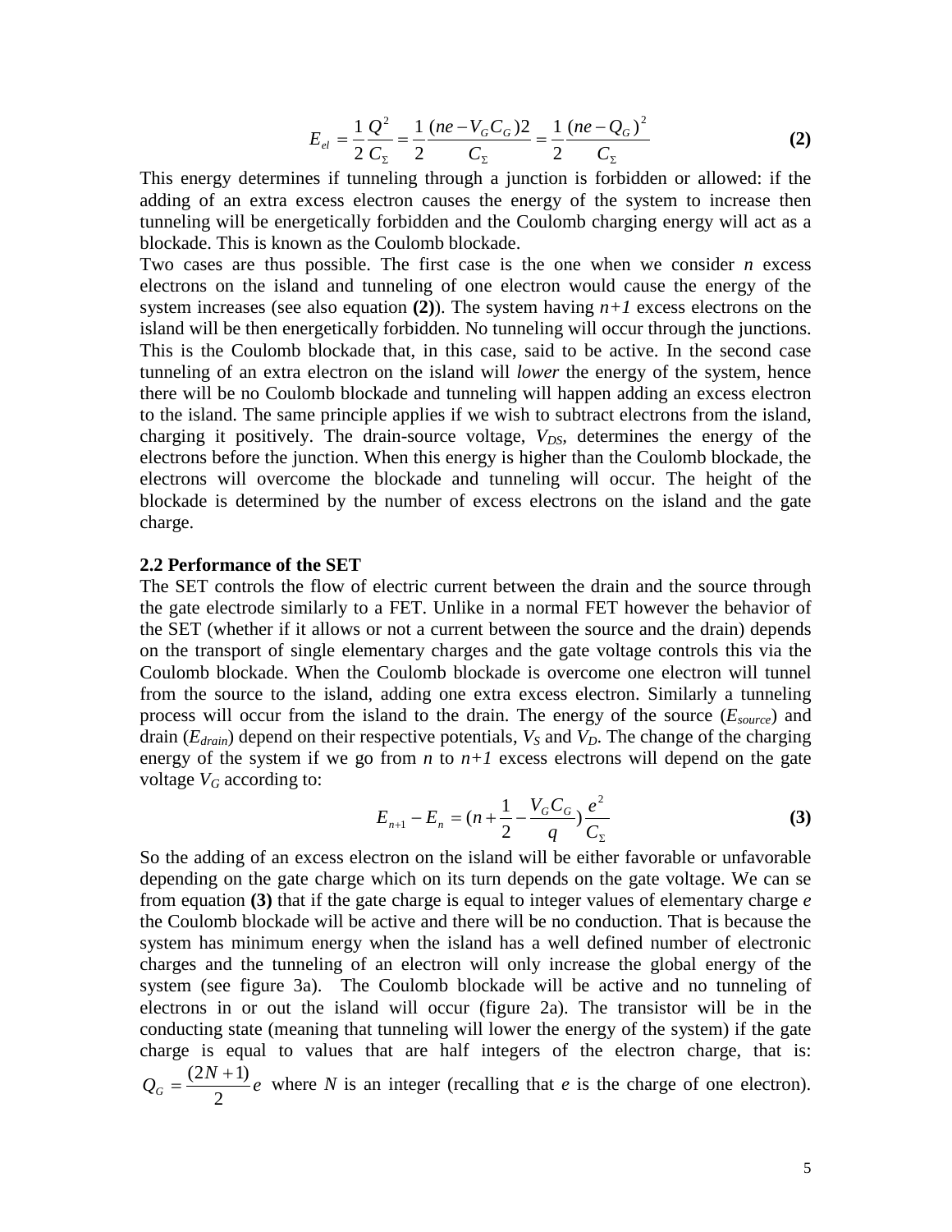$$E_{el} = \frac{1}{2}\frac{Q^2}{C_\Sigma} = \frac{1}{2}\frac{(ne - V_G C_G)2}{C_\Sigma} = \frac{1}{2}\frac{(ne - Q_G)^2}{C_\Sigma} \qquad \textbf{(2)}$$

This energy determines if tunneling through a junction is forbidden or allowed: if the adding of an extra excess electron causes the energy of the system to increase then tunneling will be energetically forbidden and the Coulomb charging energy will act as a blockade. This is known as the Coulomb blockade.

Two cases are thus possible. The first case is the one when we consider *n* excess electrons on the island and tunneling of one electron would cause the energy of the system increases (see also equation **(2)**). The system having *n+1* excess electrons on the island will be then energetically forbidden. No tunneling will occur through the junctions. This is the Coulomb blockade that, in this case, said to be active. In the second case tunneling of an extra electron on the island will *lower* the energy of the system, hence there will be no Coulomb blockade and tunneling will happen adding an excess electron to the island. The same principle applies if we wish to subtract electrons from the island, charging it positively. The drain-source voltage, $V_{DS}$, determines the energy of the electrons before the junction. When this energy is higher than the Coulomb blockade, the electrons will overcome the blockade and tunneling will occur. The height of the blockade is determined by the number of excess electrons on the island and the gate charge.

**2.2 Performance of the SET**

The SET controls the flow of electric current between the drain and the source through the gate electrode similarly to a FET. Unlike in a normal FET however the behavior of the SET (whether if it allows or not a current between the source and the drain) depends on the transport of single elementary charges and the gate voltage controls this via the Coulomb blockade. When the Coulomb blockade is overcome one electron will tunnel from the source to the island, adding one extra excess electron. Similarly a tunneling process will occur from the island to the drain. The energy of the source ($E_{source}$) and drain ($E_{drain}$) depend on their respective potentials, $V_S$ and $V_D$. The change of the charging energy of the system if we go from *n* to *n+1* excess electrons will depend on the gate voltage $V_G$ according to:

$$E_{n+1} - E_n = (n + \frac{1}{2} - \frac{V_G C_G}{q})\frac{e^2}{C_\Sigma} \qquad \textbf{(3)}$$

So the adding of an excess electron on the island will be either favorable or unfavorable depending on the gate charge which on its turn depends on the gate voltage. We can se from equation **(3)** that if the gate charge is equal to integer values of elementary charge *e* the Coulomb blockade will be active and there will be no conduction. That is because the system has minimum energy when the island has a well defined number of electronic charges and the tunneling of an electron will only increase the global energy of the system (see figure 3a). The Coulomb blockade will be active and no tunneling of electrons in or out the island will occur (figure 2a). The transistor will be in the conducting state (meaning that tunneling will lower the energy of the system) if the gate charge is equal to values that are half integers of the electron charge, that is: $Q_G = \frac{(2N+1)}{2}e$ where *N* is an integer (recalling that *e* is the charge of one electron).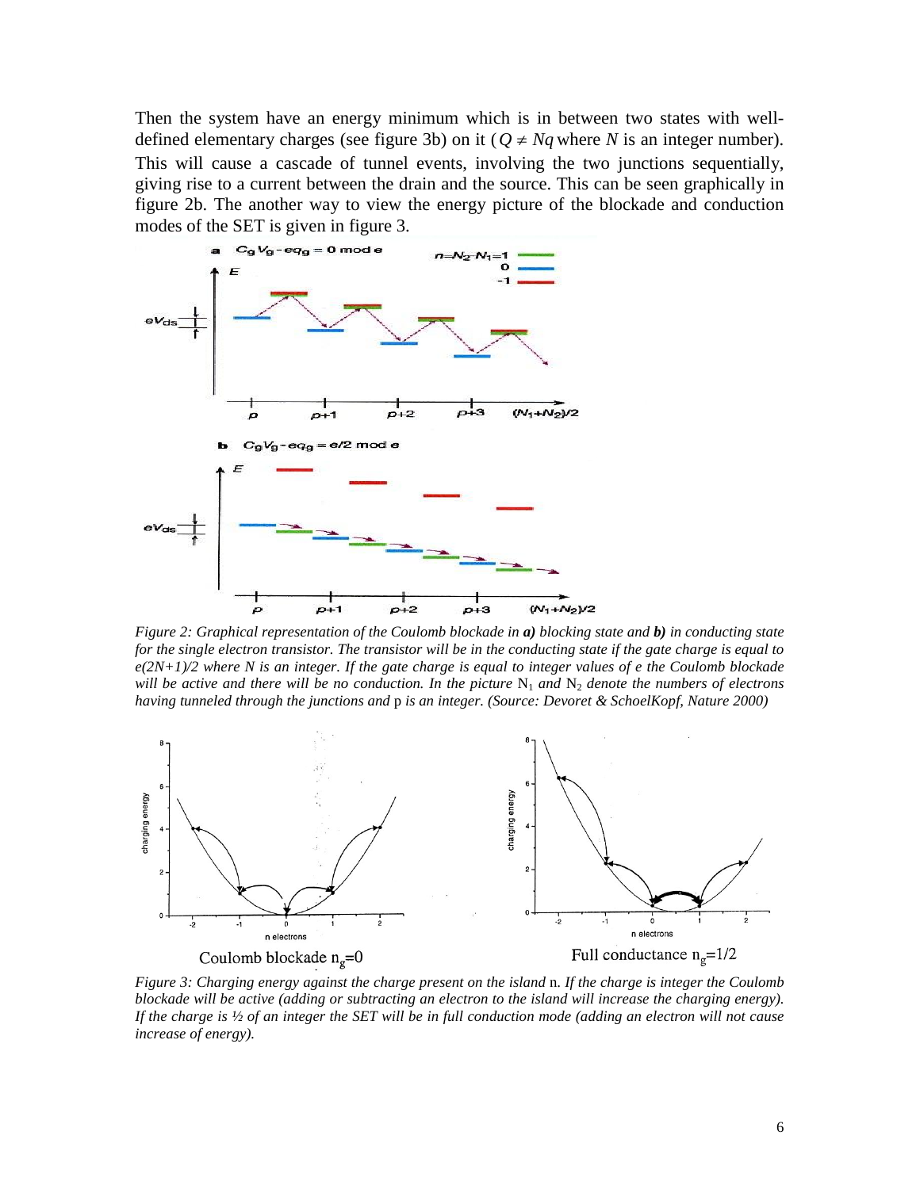Then the system have an energy minimum which is in between two states with well-defined elementary charges (see figure 3b) on it ($Q \neq Nq$ where $N$ is an integer number). This will cause a cascade of tunnel events, involving the two junctions sequentially, giving rise to a current between the drain and the source. This can be seen graphically in figure 2b. The another way to view the energy picture of the blockade and conduction modes of the SET is given in figure 3.

*Figure 2: Graphical representation of the Coulomb blockade in **a)** blocking state and **b)** in conducting state for the single electron transistor. The transistor will be in the conducting state if the gate charge is equal to e(2N+1)/2 where N is an integer. If the gate charge is equal to integer values of e the Coulomb blockade will be active and there will be no conduction. In the picture* $N_1$ *and* $N_2$ *denote the numbers of electrons having tunneled through the junctions and* p *is an integer. (Source: Devoret & SchoelKopf, Nature 2000)*

Coulomb blockade $n_g=0$

Full conductance $n_g=1/2$

*Figure 3: Charging energy against the charge present on the island* n. *If the charge is integer the Coulomb blockade will be active (adding or subtracting an electron to the island will increase the charging energy). If the charge is ½ of an integer the SET will be in full conduction mode (adding an electron will not cause increase of energy).*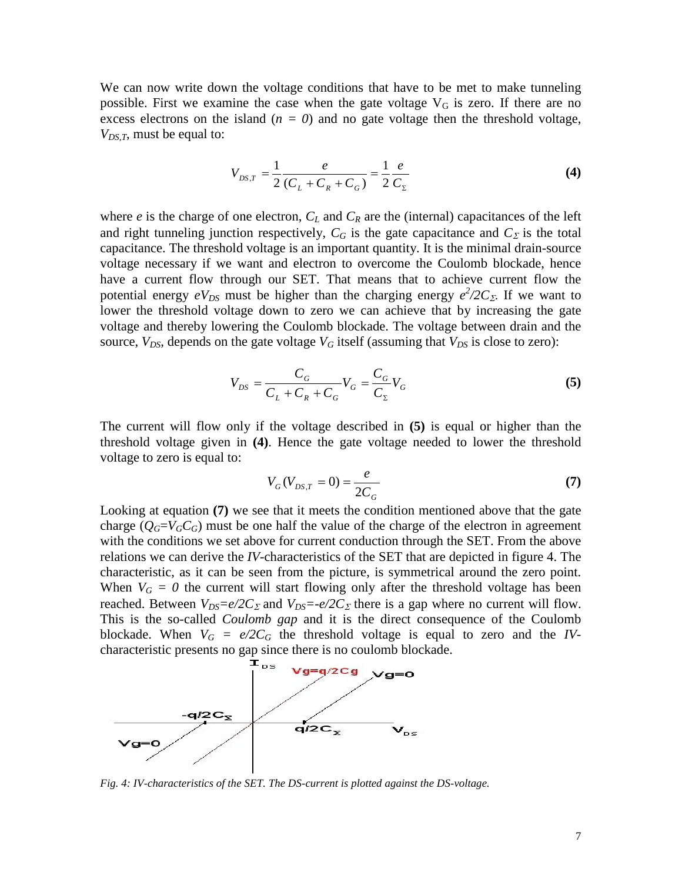We can now write down the voltage conditions that have to be met to make tunneling possible. First we examine the case when the gate voltage $V_G$ is zero. If there are no excess electrons on the island ($n = 0$) and no gate voltage then the threshold voltage, $V_{DS,T}$, must be equal to:

$$V_{DS,T} = \frac{1}{2}\frac{e}{(C_L + C_R + C_G)} = \frac{1}{2}\frac{e}{C_\Sigma} \tag{4}$$

where $e$ is the charge of one electron, $C_L$ and $C_R$ are the (internal) capacitances of the left and right tunneling junction respectively, $C_G$ is the gate capacitance and $C_\Sigma$ is the total capacitance. The threshold voltage is an important quantity. It is the minimal drain-source voltage necessary if we want and electron to overcome the Coulomb blockade, hence have a current flow through our SET. That means that to achieve current flow the potential energy $eV_{DS}$ must be higher than the charging energy $e^2/2C_\Sigma$. If we want to lower the threshold voltage down to zero we can achieve that by increasing the gate voltage and thereby lowering the Coulomb blockade. The voltage between drain and the source, $V_{DS}$, depends on the gate voltage $V_G$ itself (assuming that $V_{DS}$ is close to zero):

$$V_{DS} = \frac{C_G}{C_L + C_R + C_G}V_G = \frac{C_G}{C_\Sigma}V_G \tag{5}$$

The current will flow only if the voltage described in **(5)** is equal or higher than the threshold voltage given in **(4)**. Hence the gate voltage needed to lower the threshold voltage to zero is equal to:

$$V_G(V_{DS,T} = 0) = \frac{e}{2C_G} \tag{7}$$

Looking at equation **(7)** we see that it meets the condition mentioned above that the gate charge ($Q_G = V_G C_G$) must be one half the value of the charge of the electron in agreement with the conditions we set above for current conduction through the SET. From the above relations we can derive the *IV*-characteristics of the SET that are depicted in figure 4. The characteristic, as it can be seen from the picture, is symmetrical around the zero point. When $V_G = 0$ the current will start flowing only after the threshold voltage has been reached. Between $V_{DS} = e/2C_\Sigma$ and $V_{DS} = -e/2C_\Sigma$ there is a gap where no current will flow. This is the so-called *Coulomb gap* and it is the direct consequence of the Coulomb blockade. When $V_G = e/2C_G$ the threshold voltage is equal to zero and the *IV*-characteristic presents no gap since there is no coulomb blockade.

*Fig. 4: IV-characteristics of the SET. The DS-current is plotted against the DS-voltage.*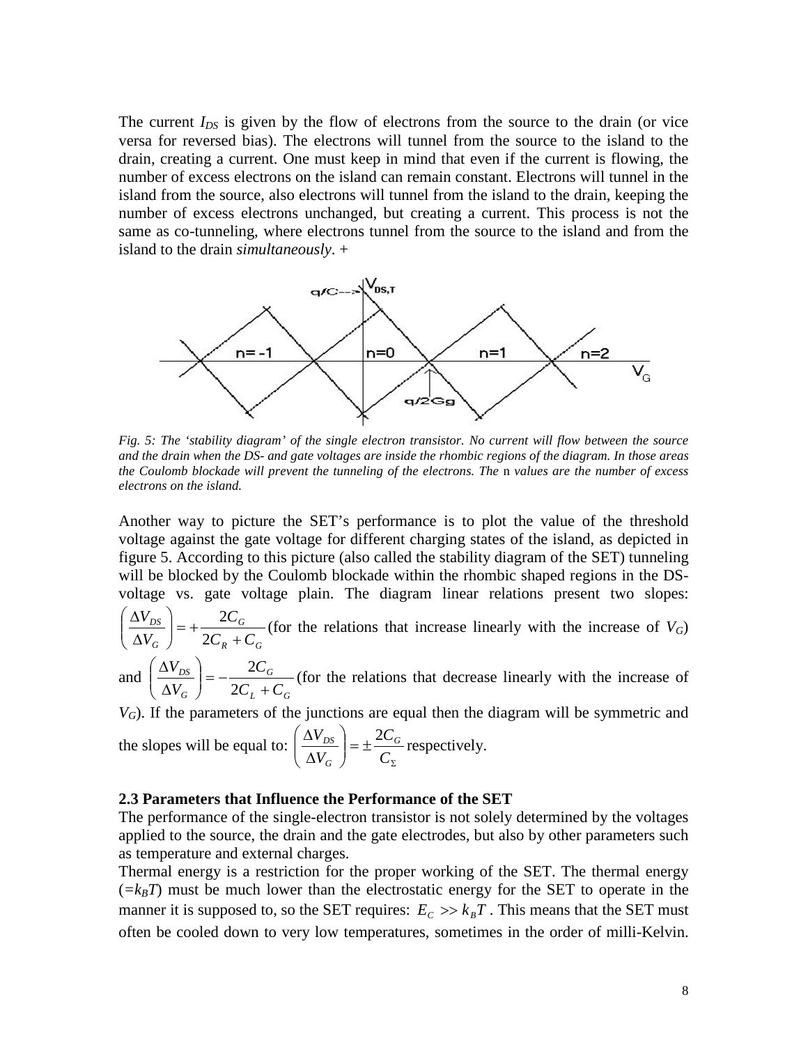The current $I_{DS}$ is given by the flow of electrons from the source to the drain (or vice versa for reversed bias). The electrons will tunnel from the source to the island to the drain, creating a current. One must keep in mind that even if the current is flowing, the number of excess electrons on the island can remain constant. Electrons will tunnel in the island from the source, also electrons will tunnel from the island to the drain, keeping the number of excess electrons unchanged, but creating a current. This process is not the same as co-tunneling, where electrons tunnel from the source to the island and from the island to the drain *simultaneously*. +

*Fig. 5: The 'stability diagram' of the single electron transistor. No current will flow between the source and the drain when the DS- and gate voltages are inside the rhombic regions of the diagram. In those areas the Coulomb blockade will prevent the tunneling of the electrons. The* n *values are the number of excess electrons on the island.*

Another way to picture the SET's performance is to plot the value of the threshold voltage against the gate voltage for different charging states of the island, as depicted in figure 5. According to this picture (also called the stability diagram of the SET) tunneling will be blocked by the Coulomb blockade within the rhombic shaped regions in the DS-voltage vs. gate voltage plain. The diagram linear relations present two slopes: $\left(\frac{\Delta V_{DS}}{\Delta V_G}\right) = +\frac{2C_G}{2C_R + C_G}$ (for the relations that increase linearly with the increase of $V_G$) and $\left(\frac{\Delta V_{DS}}{\Delta V_G}\right) = -\frac{2C_G}{2C_L + C_G}$ (for the relations that decrease linearly with the increase of $V_G$). If the parameters of the junctions are equal then the diagram will be symmetric and the slopes will be equal to: $\left(\frac{\Delta V_{DS}}{\Delta V_G}\right) = \pm\frac{2C_G}{C_\Sigma}$ respectively.

**2.3 Parameters that Influence the Performance of the SET**

The performance of the single-electron transistor is not solely determined by the voltages applied to the source, the drain and the gate electrodes, but also by other parameters such as temperature and external charges.

Thermal energy is a restriction for the proper working of the SET. The thermal energy ($=k_BT$) must be much lower than the electrostatic energy for the SET to operate in the manner it is supposed to, so the SET requires: $E_C >> k_BT$. This means that the SET must often be cooled down to very low temperatures, sometimes in the order of milli-Kelvin.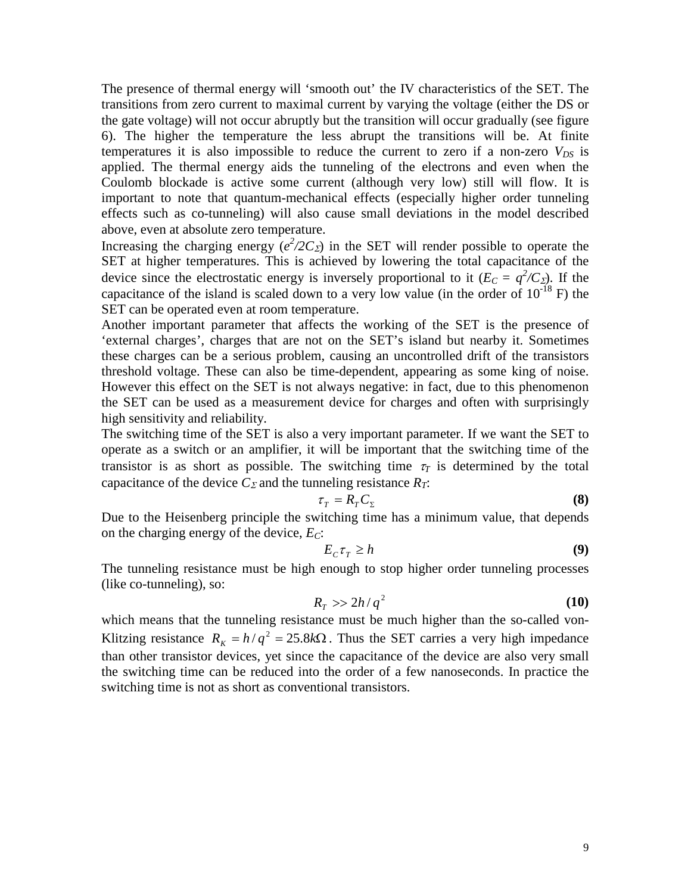The presence of thermal energy will 'smooth out' the IV characteristics of the SET. The transitions from zero current to maximal current by varying the voltage (either the DS or the gate voltage) will not occur abruptly but the transition will occur gradually (see figure 6). The higher the temperature the less abrupt the transitions will be. At finite temperatures it is also impossible to reduce the current to zero if a non-zero $V_{DS}$ is applied. The thermal energy aids the tunneling of the electrons and even when the Coulomb blockade is active some current (although very low) still will flow. It is important to note that quantum-mechanical effects (especially higher order tunneling effects such as co-tunneling) will also cause small deviations in the model described above, even at absolute zero temperature.

Increasing the charging energy ($e^2/2C_\Sigma$) in the SET will render possible to operate the SET at higher temperatures. This is achieved by lowering the total capacitance of the device since the electrostatic energy is inversely proportional to it ($E_C = q^2/C_\Sigma$). If the capacitance of the island is scaled down to a very low value (in the order of $10^{-18}$ F) the SET can be operated even at room temperature.

Another important parameter that affects the working of the SET is the presence of 'external charges', charges that are not on the SET's island but nearby it. Sometimes these charges can be a serious problem, causing an uncontrolled drift of the transistors threshold voltage. These can also be time-dependent, appearing as some king of noise. However this effect on the SET is not always negative: in fact, due to this phenomenon the SET can be used as a measurement device for charges and often with surprisingly high sensitivity and reliability.

The switching time of the SET is also a very important parameter. If we want the SET to operate as a switch or an amplifier, it will be important that the switching time of the transistor is as short as possible. The switching time $\tau_T$ is determined by the total capacitance of the device $C_\Sigma$ and the tunneling resistance $R_T$:

$$\tau_T = R_T C_\Sigma \tag{8}$$

Due to the Heisenberg principle the switching time has a minimum value, that depends on the charging energy of the device, $E_C$:

$$E_C \tau_T \geq h \tag{9}$$

The tunneling resistance must be high enough to stop higher order tunneling processes (like co-tunneling), so:

$$R_T >> 2h/q^2 \tag{10}$$

which means that the tunneling resistance must be much higher than the so-called von-Klitzing resistance $R_K = h/q^2 = 25.8k\Omega$. Thus the SET carries a very high impedance than other transistor devices, yet since the capacitance of the device are also very small the switching time can be reduced into the order of a few nanoseconds. In practice the switching time is not as short as conventional transistors.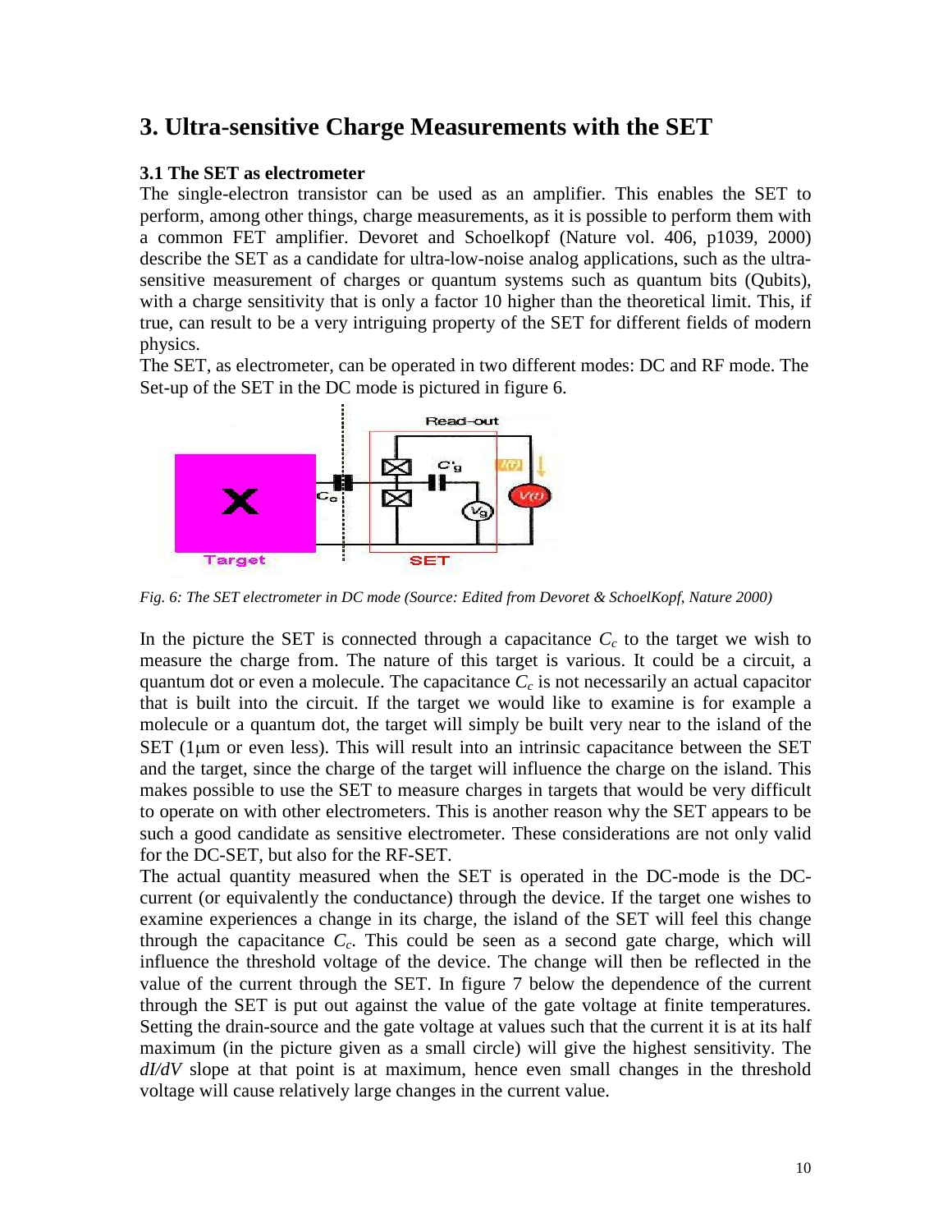## 3. Ultra-sensitive Charge Measurements with the SET

### 3.1 The SET as electrometer

The single-electron transistor can be used as an amplifier. This enables the SET to perform, among other things, charge measurements, as it is possible to perform them with a common FET amplifier. Devoret and Schoelkopf (Nature vol. 406, p1039, 2000) describe the SET as a candidate for ultra-low-noise analog applications, such as the ultra-sensitive measurement of charges or quantum systems such as quantum bits (Qubits), with a charge sensitivity that is only a factor 10 higher than the theoretical limit. This, if true, can result to be a very intriguing property of the SET for different fields of modern physics.

The SET, as electrometer, can be operated in two different modes: DC and RF mode. The Set-up of the SET in the DC mode is pictured in figure 6.

*Fig. 6: The SET electrometer in DC mode (Source: Edited from Devoret & SchoelKopf, Nature 2000)*

In the picture the SET is connected through a capacitance $C_c$ to the target we wish to measure the charge from. The nature of this target is various. It could be a circuit, a quantum dot or even a molecule. The capacitance $C_c$ is not necessarily an actual capacitor that is built into the circuit. If the target we would like to examine is for example a molecule or a quantum dot, the target will simply be built very near to the island of the SET (1μm or even less). This will result into an intrinsic capacitance between the SET and the target, since the charge of the target will influence the charge on the island. This makes possible to use the SET to measure charges in targets that would be very difficult to operate on with other electrometers. This is another reason why the SET appears to be such a good candidate as sensitive electrometer. These considerations are not only valid for the DC-SET, but also for the RF-SET.

The actual quantity measured when the SET is operated in the DC-mode is the DC-current (or equivalently the conductance) through the device. If the target one wishes to examine experiences a change in its charge, the island of the SET will feel this change through the capacitance $C_c$. This could be seen as a second gate charge, which will influence the threshold voltage of the device. The change will then be reflected in the value of the current through the SET. In figure 7 below the dependence of the current through the SET is put out against the value of the gate voltage at finite temperatures. Setting the drain-source and the gate voltage at values such that the current it is at its half maximum (in the picture given as a small circle) will give the highest sensitivity. The $dI/dV$ slope at that point is at maximum, hence even small changes in the threshold voltage will cause relatively large changes in the current value.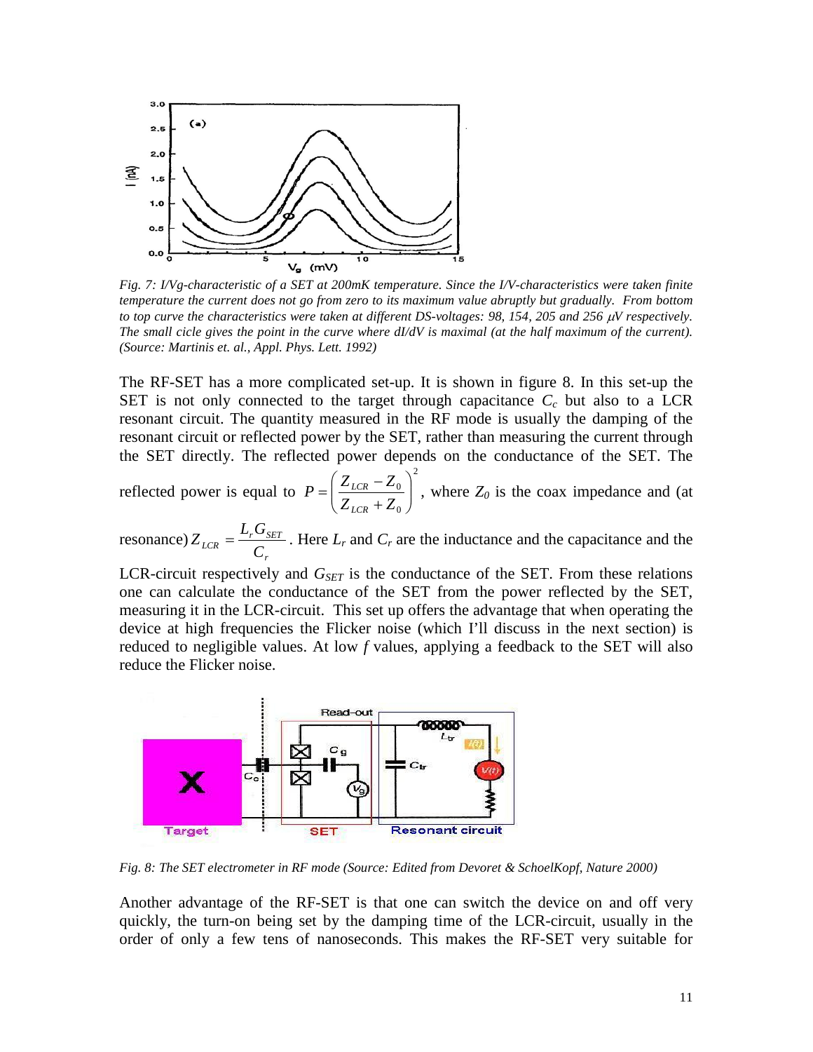Fig. 7: I/Vg-characteristic of a SET at 200mK temperature. Since the I/V-characteristics were taken finite temperature the current does not go from zero to its maximum value abruptly but gradually. From bottom to top curve the characteristics were taken at different DS-voltages: 98, 154, 205 and 256 $\mu V$ respectively. The small cicle gives the point in the curve where dI/dV is maximal (at the half maximum of the current). (Source: Martinis et. al., Appl. Phys. Lett. 1992)*

The RF-SET has a more complicated set-up. It is shown in figure 8. In this set-up the SET is not only connected to the target through capacitance $C_c$ but also to a LCR resonant circuit. The quantity measured in the RF mode is usually the damping of the resonant circuit or reflected power by the SET, rather than measuring the current through the SET directly. The reflected power depends on the conductance of the SET. The reflected power is equal to $P = \left( \frac{Z_{LCR} - Z_0}{Z_{LCR} + Z_0} \right)^2$, where $Z_0$ is the coax impedance and (at resonance) $Z_{LCR} = \frac{L_r G_{SET}}{C_r}$. Here $L_r$ and $C_r$ are the inductance and the capacitance and the LCR-circuit respectively and $G_{SET}$ is the conductance of the SET. From these relations one can calculate the conductance of the SET from the power reflected by the SET, measuring it in the LCR-circuit. This set up offers the advantage that when operating the device at high frequencies the Flicker noise (which I'll discuss in the next section) is reduced to negligible values. At low $f$ values, applying a feedback to the SET will also reduce the Flicker noise.

*Fig. 8: The SET electrometer in RF mode (Source: Edited from Devoret & SchoelKopf, Nature 2000)*

Another advantage of the RF-SET is that one can switch the device on and off very quickly, the turn-on being set by the damping time of the LCR-circuit, usually in the order of only a few tens of nanoseconds. This makes the RF-SET very suitable for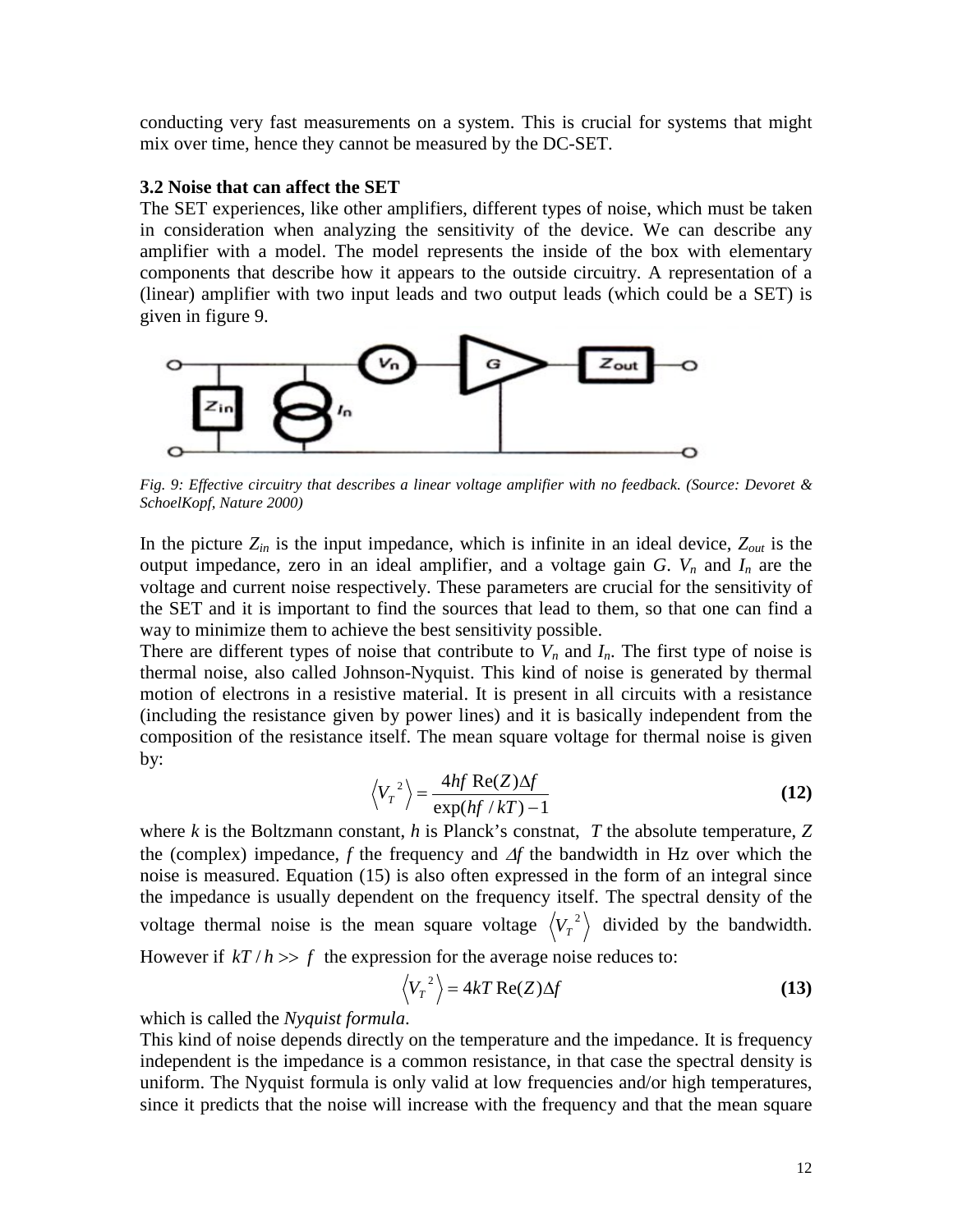conducting very fast measurements on a system. This is crucial for systems that might mix over time, hence they cannot be measured by the DC-SET.

**3.2 Noise that can affect the SET**

The SET experiences, like other amplifiers, different types of noise, which must be taken in consideration when analyzing the sensitivity of the device. We can describe any amplifier with a model. The model represents the inside of the box with elementary components that describe how it appears to the outside circuitry. A representation of a (linear) amplifier with two input leads and two output leads (which could be a SET) is given in figure 9.

*Fig. 9: Effective circuitry that describes a linear voltage amplifier with no feedback. (Source: Devoret & SchoelKopf, Nature 2000)*

In the picture $Z_{in}$ is the input impedance, which is infinite in an ideal device, $Z_{out}$ is the output impedance, zero in an ideal amplifier, and a voltage gain $G$. $V_n$ and $I_n$ are the voltage and current noise respectively. These parameters are crucial for the sensitivity of the SET and it is important to find the sources that lead to them, so that one can find a way to minimize them to achieve the best sensitivity possible.

There are different types of noise that contribute to $V_n$ and $I_n$. The first type of noise is thermal noise, also called Johnson-Nyquist. This kind of noise is generated by thermal motion of electrons in a resistive material. It is present in all circuits with a resistance (including the resistance given by power lines) and it is basically independent from the composition of the resistance itself. The mean square voltage for thermal noise is given by:

$$\left\langle V_T^{\ 2} \right\rangle = \frac{4hf\ \mathrm{Re}(Z)\Delta f}{\exp(hf\ /kT)-1} \tag{12}$$

where $k$ is the Boltzmann constant, $h$ is Planck's constnat, $T$ the absolute temperature, $Z$ the (complex) impedance, $f$ the frequency and $\Delta f$ the bandwidth in Hz over which the noise is measured. Equation (15) is also often expressed in the form of an integral since the impedance is usually dependent on the frequency itself. The spectral density of the voltage thermal noise is the mean square voltage $\left\langle V_T^{\ 2} \right\rangle$ divided by the bandwidth. However if $kT/h >> f$ the expression for the average noise reduces to:

$$\left\langle V_T^{\ 2} \right\rangle = 4kT\,\mathrm{Re}(Z)\Delta f \tag{13}$$

which is called the *Nyquist formula*.

This kind of noise depends directly on the temperature and the impedance. It is frequency independent is the impedance is a common resistance, in that case the spectral density is uniform. The Nyquist formula is only valid at low frequencies and/or high temperatures, since it predicts that the noise will increase with the frequency and that the mean square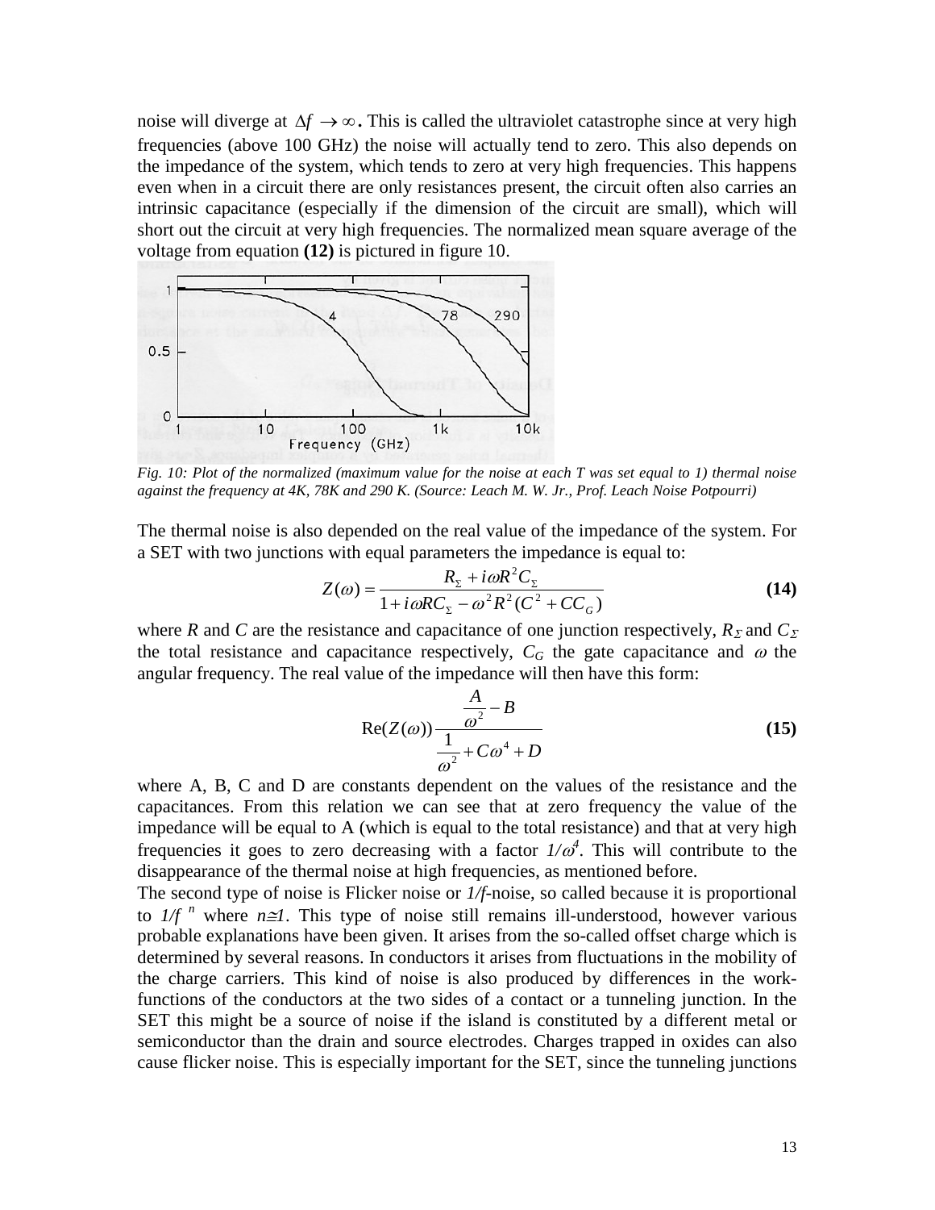noise will diverge at $\Delta f \to \infty$. This is called the ultraviolet catastrophe since at very high frequencies (above 100 GHz) the noise will actually tend to zero. This also depends on the impedance of the system, which tends to zero at very high frequencies. This happens even when in a circuit there are only resistances present, the circuit often also carries an intrinsic capacitance (especially if the dimension of the circuit are small), which will short out the circuit at very high frequencies. The normalized mean square average of the voltage from equation **(12)** is pictured in figure 10.

*Fig. 10: Plot of the normalized (maximum value for the noise at each T was set equal to 1) thermal noise against the frequency at 4K, 78K and 290 K. (Source: Leach M. W. Jr., Prof. Leach Noise Potpourri)*

The thermal noise is also depended on the real value of the impedance of the system. For a SET with two junctions with equal parameters the impedance is equal to:

$$Z(\omega) = \frac{R_\Sigma + i\omega R^2 C_\Sigma}{1 + i\omega R C_\Sigma - \omega^2 R^2 (C^2 + CC_G)} \quad \textbf{(14)}$$

where $R$ and $C$ are the resistance and capacitance of one junction respectively, $R_\Sigma$ and $C_\Sigma$ the total resistance and capacitance respectively, $C_G$ the gate capacitance and $\omega$ the angular frequency. The real value of the impedance will then have this form:

$$\mathrm{Re}(Z(\omega)) \frac{\frac{A}{\omega^2} - B}{\frac{1}{\omega^2} + C\omega^4 + D} \quad \textbf{(15)}$$

where A, B, C and D are constants dependent on the values of the resistance and the capacitances. From this relation we can see that at zero frequency the value of the impedance will be equal to A (which is equal to the total resistance) and that at very high frequencies it goes to zero decreasing with a factor $1/\omega^4$. This will contribute to the disappearance of the thermal noise at high frequencies, as mentioned before.

The second type of noise is Flicker noise or *1/f*-noise, so called because it is proportional to $1/f^{\,n}$ where $n \cong 1$. This type of noise still remains ill-understood, however various probable explanations have been given. It arises from the so-called offset charge which is determined by several reasons. In conductors it arises from fluctuations in the mobility of the charge carriers. This kind of noise is also produced by differences in the work-functions of the conductors at the two sides of a contact or a tunneling junction. In the SET this might be a source of noise if the island is constituted by a different metal or semiconductor than the drain and source electrodes. Charges trapped in oxides can also cause flicker noise. This is especially important for the SET, since the tunneling junctions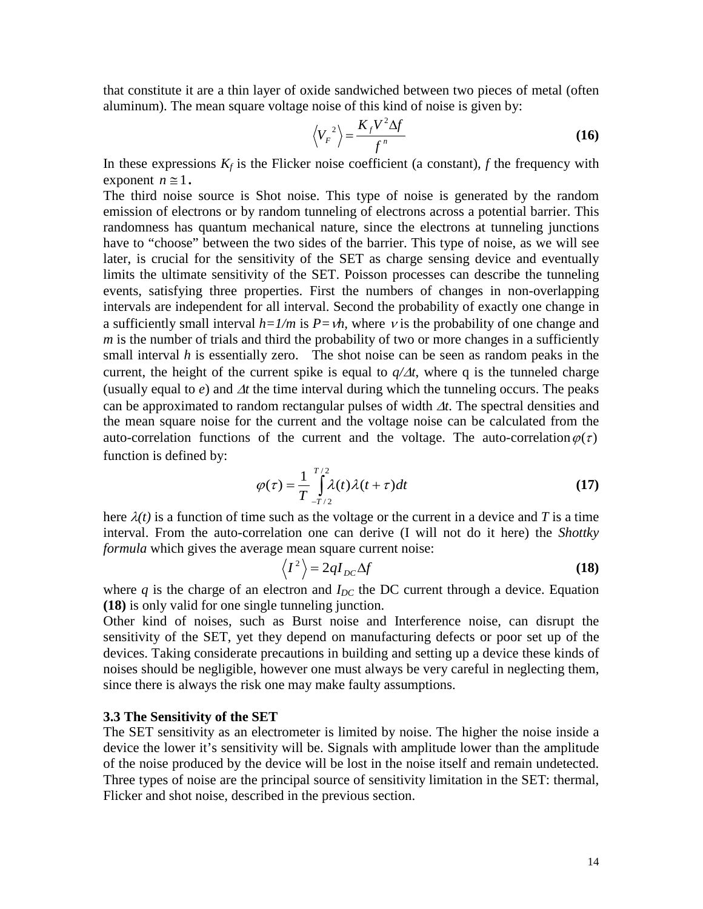that constitute it are a thin layer of oxide sandwiched between two pieces of metal (often aluminum). The mean square voltage noise of this kind of noise is given by:

$$\left\langle V_F^{\ 2} \right\rangle = \frac{K_f V^2 \Delta f}{f^n} \tag{16}$$

In these expressions $K_f$ is the Flicker noise coefficient (a constant), $f$ the frequency with exponent $n \cong 1$.

The third noise source is Shot noise. This type of noise is generated by the random emission of electrons or by random tunneling of electrons across a potential barrier. This randomness has quantum mechanical nature, since the electrons at tunneling junctions have to "choose" between the two sides of the barrier. This type of noise, as we will see later, is crucial for the sensitivity of the SET as charge sensing device and eventually limits the ultimate sensitivity of the SET. Poisson processes can describe the tunneling events, satisfying three properties. First the numbers of changes in non-overlapping intervals are independent for all interval. Second the probability of exactly one change in a sufficiently small interval $h=1/m$ is $P=\nu h$, where $\nu$ is the probability of one change and $m$ is the number of trials and third the probability of two or more changes in a sufficiently small interval $h$ is essentially zero. The shot noise can be seen as random peaks in the current, the height of the current spike is equal to $q/\Delta t$, where q is the tunneled charge (usually equal to $e$) and $\Delta t$ the time interval during which the tunneling occurs. The peaks can be approximated to random rectangular pulses of width $\Delta t$. The spectral densities and the mean square noise for the current and the voltage noise can be calculated from the auto-correlation functions of the current and the voltage. The auto-correlation $\varphi(\tau)$ function is defined by:

$$\varphi(\tau) = \frac{1}{T} \int_{-T/2}^{T/2} \lambda(t)\lambda(t+\tau)dt \tag{17}$$

here $\lambda(t)$ is a function of time such as the voltage or the current in a device and $T$ is a time interval. From the auto-correlation one can derive (I will not do it here) the *Shottky formula* which gives the average mean square current noise:

$$\left\langle I^2 \right\rangle = 2qI_{DC}\Delta f \tag{18}$$

where $q$ is the charge of an electron and $I_{DC}$ the DC current through a device. Equation **(18)** is only valid for one single tunneling junction.

Other kind of noises, such as Burst noise and Interference noise, can disrupt the sensitivity of the SET, yet they depend on manufacturing defects or poor set up of the devices. Taking considerate precautions in building and setting up a device these kinds of noises should be negligible, however one must always be very careful in neglecting them, since there is always the risk one may make faulty assumptions.

### 3.3 The Sensitivity of the SET

The SET sensitivity as an electrometer is limited by noise. The higher the noise inside a device the lower it's sensitivity will be. Signals with amplitude lower than the amplitude of the noise produced by the device will be lost in the noise itself and remain undetected. Three types of noise are the principal source of sensitivity limitation in the SET: thermal, Flicker and shot noise, described in the previous section.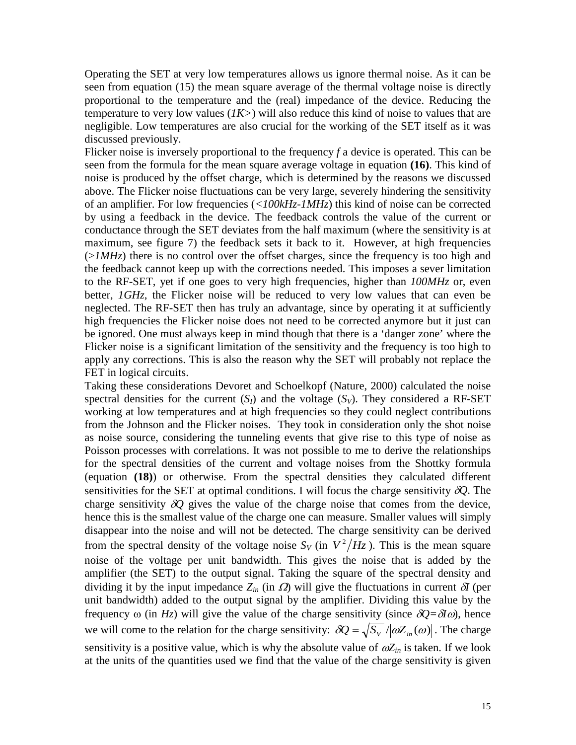Operating the SET at very low temperatures allows us ignore thermal noise. As it can be seen from equation (15) the mean square average of the thermal voltage noise is directly proportional to the temperature and the (real) impedance of the device. Reducing the temperature to very low values (*1K>*) will also reduce this kind of noise to values that are negligible. Low temperatures are also crucial for the working of the SET itself as it was discussed previously.

Flicker noise is inversely proportional to the frequency *f* a device is operated. This can be seen from the formula for the mean square average voltage in equation **(16)**. This kind of noise is produced by the offset charge, which is determined by the reasons we discussed above. The Flicker noise fluctuations can be very large, severely hindering the sensitivity of an amplifier. For low frequencies (*<100kHz-1MHz*) this kind of noise can be corrected by using a feedback in the device. The feedback controls the value of the current or conductance through the SET deviates from the half maximum (where the sensitivity is at maximum, see figure 7) the feedback sets it back to it. However, at high frequencies (*>1MHz*) there is no control over the offset charges, since the frequency is too high and the feedback cannot keep up with the corrections needed. This imposes a sever limitation to the RF-SET, yet if one goes to very high frequencies, higher than *100MHz* or, even better, *1GHz*, the Flicker noise will be reduced to very low values that can even be neglected. The RF-SET then has truly an advantage, since by operating it at sufficiently high frequencies the Flicker noise does not need to be corrected anymore but it just can be ignored. One must always keep in mind though that there is a 'danger zone' where the Flicker noise is a significant limitation of the sensitivity and the frequency is too high to apply any corrections. This is also the reason why the SET will probably not replace the FET in logical circuits.

Taking these considerations Devoret and Schoelkopf (Nature, 2000) calculated the noise spectral densities for the current ($S_I$) and the voltage ($S_V$). They considered a RF-SET working at low temperatures and at high frequencies so they could neglect contributions from the Johnson and the Flicker noises. They took in consideration only the shot noise as noise source, considering the tunneling events that give rise to this type of noise as Poisson processes with correlations. It was not possible to me to derive the relationships for the spectral densities of the current and voltage noises from the Shottky formula (equation **(18)**) or otherwise. From the spectral densities they calculated different sensitivities for the SET at optimal conditions. I will focus the charge sensitivity $\delta Q$. The charge sensitivity $\delta Q$ gives the value of the charge noise that comes from the device, hence this is the smallest value of the charge one can measure. Smaller values will simply disappear into the noise and will not be detected. The charge sensitivity can be derived from the spectral density of the voltage noise $S_V$ (in $V^2/Hz$). This is the mean square noise of the voltage per unit bandwidth. This gives the noise that is added by the amplifier (the SET) to the output signal. Taking the square of the spectral density and dividing it by the input impedance $Z_{in}$ (in $\Omega$) will give the fluctuations in current $\delta I$ (per unit bandwidth) added to the output signal by the amplifier. Dividing this value by the frequency $\omega$ (in *Hz*) will give the value of the charge sensitivity (since $\delta Q = \delta I \omega$), hence we will come to the relation for the charge sensitivity: $\delta Q = \sqrt{S_V} / |\omega Z_{in}(\omega)|$. The charge sensitivity is a positive value, which is why the absolute value of $\omega Z_{in}$ is taken. If we look at the units of the quantities used we find that the value of the charge sensitivity is given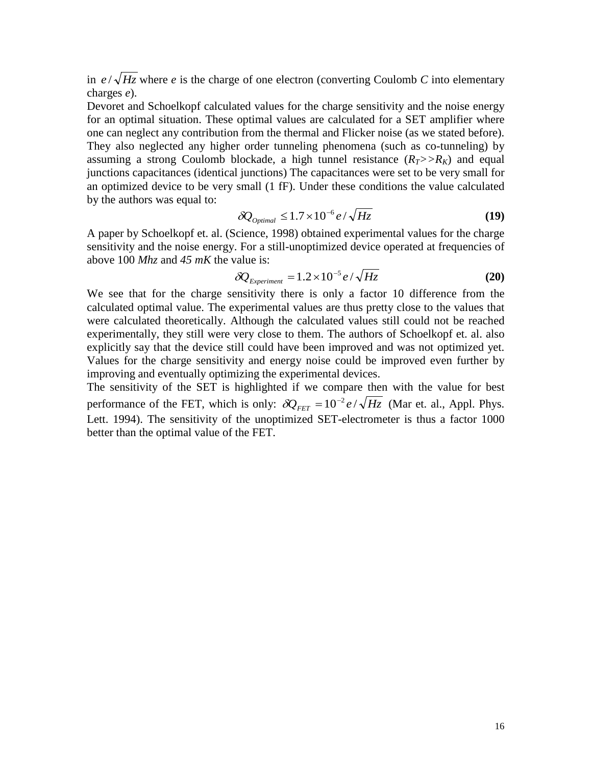in $e/\sqrt{Hz}$ where *e* is the charge of one electron (converting Coulomb *C* into elementary charges *e*).

Devoret and Schoelkopf calculated values for the charge sensitivity and the noise energy for an optimal situation. These optimal values are calculated for a SET amplifier where one can neglect any contribution from the thermal and Flicker noise (as we stated before). They also neglected any higher order tunneling phenomena (such as co-tunneling) by assuming a strong Coulomb blockade, a high tunnel resistance ($R_T >> R_K$) and equal junctions capacitances (identical junctions) The capacitances were set to be very small for an optimized device to be very small (1 fF). Under these conditions the value calculated by the authors was equal to:

$$\delta Q_{Optimal} \leq 1.7 \times 10^{-6} e/\sqrt{Hz} \qquad \textbf{(19)}$$

A paper by Schoelkopf et. al. (Science, 1998) obtained experimental values for the charge sensitivity and the noise energy. For a still-unoptimized device operated at frequencies of above 100 *Mhz* and *45 mK* the value is:

$$\delta Q_{Experiment} = 1.2 \times 10^{-5} e/\sqrt{Hz} \qquad \textbf{(20)}$$

We see that for the charge sensitivity there is only a factor 10 difference from the calculated optimal value. The experimental values are thus pretty close to the values that were calculated theoretically. Although the calculated values still could not be reached experimentally, they still were very close to them. The authors of Schoelkopf et. al. also explicitly say that the device still could have been improved and was not optimized yet. Values for the charge sensitivity and energy noise could be improved even further by improving and eventually optimizing the experimental devices.

The sensitivity of the SET is highlighted if we compare then with the value for best performance of the FET, which is only: $\delta Q_{FET} = 10^{-2} e/\sqrt{Hz}$ (Mar et. al., Appl. Phys. Lett. 1994). The sensitivity of the unoptimized SET-electrometer is thus a factor 1000 better than the optimal value of the FET.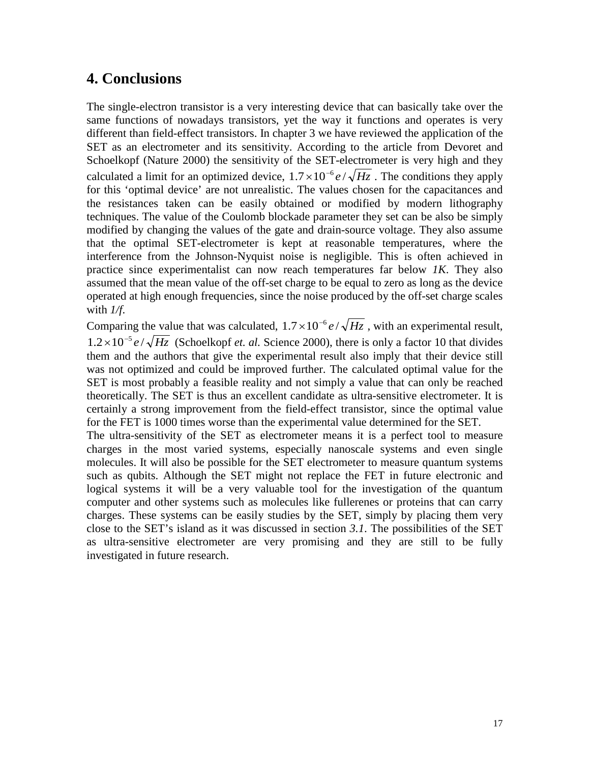## 4. Conclusions

The single-electron transistor is a very interesting device that can basically take over the same functions of nowadays transistors, yet the way it functions and operates is very different than field-effect transistors. In chapter 3 we have reviewed the application of the SET as an electrometer and its sensitivity. According to the article from Devoret and Schoelkopf (Nature 2000) the sensitivity of the SET-electrometer is very high and they calculated a limit for an optimized device, $1.7 \times 10^{-6} e/\sqrt{Hz}$ . The conditions they apply for this 'optimal device' are not unrealistic. The values chosen for the capacitances and the resistances taken can be easily obtained or modified by modern lithography techniques. The value of the Coulomb blockade parameter they set can be also be simply modified by changing the values of the gate and drain-source voltage. They also assume that the optimal SET-electrometer is kept at reasonable temperatures, where the interference from the Johnson-Nyquist noise is negligible. This is often achieved in practice since experimentalist can now reach temperatures far below *1K*. They also assumed that the mean value of the off-set charge to be equal to zero as long as the device operated at high enough frequencies, since the noise produced by the off-set charge scales with *1/f*.

Comparing the value that was calculated, $1.7 \times 10^{-6} e/\sqrt{Hz}$ , with an experimental result, $1.2 \times 10^{-5} e/\sqrt{Hz}$ (Schoelkopf *et. al.* Science 2000), there is only a factor 10 that divides them and the authors that give the experimental result also imply that their device still was not optimized and could be improved further. The calculated optimal value for the SET is most probably a feasible reality and not simply a value that can only be reached theoretically. The SET is thus an excellent candidate as ultra-sensitive electrometer. It is certainly a strong improvement from the field-effect transistor, since the optimal value for the FET is 1000 times worse than the experimental value determined for the SET.

The ultra-sensitivity of the SET as electrometer means it is a perfect tool to measure charges in the most varied systems, especially nanoscale systems and even single molecules. It will also be possible for the SET electrometer to measure quantum systems such as qubits. Although the SET might not replace the FET in future electronic and logical systems it will be a very valuable tool for the investigation of the quantum computer and other systems such as molecules like fullerenes or proteins that can carry charges. These systems can be easily studies by the SET, simply by placing them very close to the SET's island as it was discussed in section *3.1*. The possibilities of the SET as ultra-sensitive electrometer are very promising and they are still to be fully investigated in future research.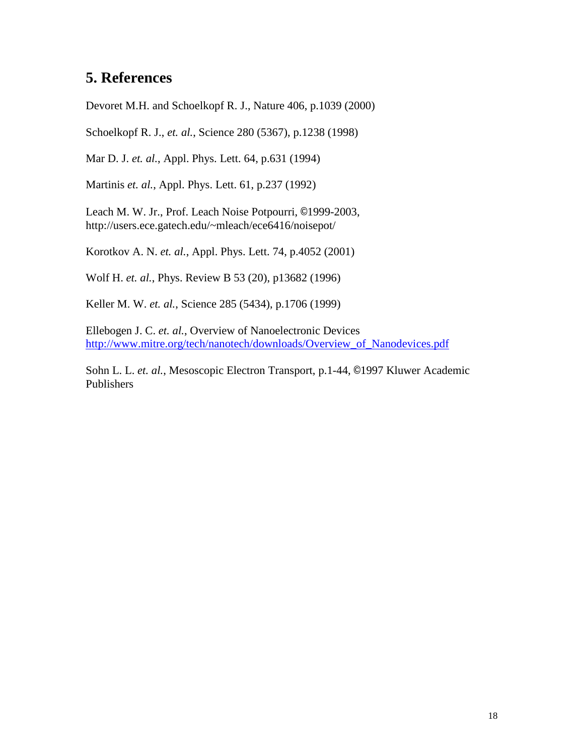## 5. References

Devoret M.H. and Schoelkopf R. J., Nature 406, p.1039 (2000)

Schoelkopf R. J., *et. al.*, Science 280 (5367), p.1238 (1998)

Mar D. J. *et. al.*, Appl. Phys. Lett. 64, p.631 (1994)

Martinis *et. al.*, Appl. Phys. Lett. 61, p.237 (1992)

Leach M. W. Jr., Prof. Leach Noise Potpourri, ©1999-2003, http://users.ece.gatech.edu/~mleach/ece6416/noisepot/

Korotkov A. N. *et. al.*, Appl. Phys. Lett. 74, p.4052 (2001)

Wolf H. *et. al.*, Phys. Review B 53 (20), p13682 (1996)

Keller M. W. *et. al.*, Science 285 (5434), p.1706 (1999)

Ellebogen J. C. *et. al.*, Overview of Nanoelectronic Devices http://www.mitre.org/tech/nanotech/downloads/Overview_of_Nanodevices.pdf

Sohn L. L. *et. al.*, Mesoscopic Electron Transport, p.1-44, ©1997 Kluwer Academic Publishers